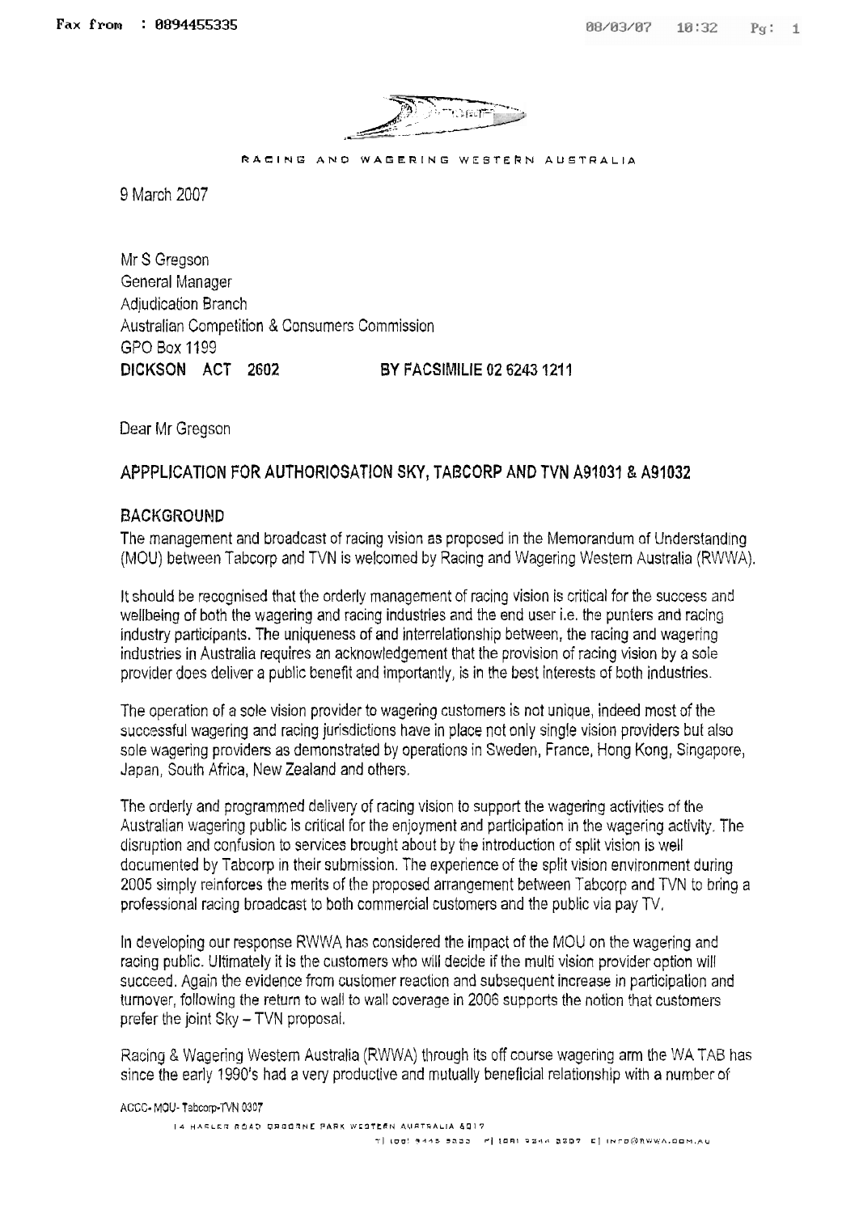RACING AND WAGERING WESTERN AUSTRALIA

9 March 2007

Mr S Gregson
General Manager
Adjudication Branch
Australian Competition & Consumers Commission
GPO Box 1199
**DICKSON ACT 2602** **BY FACSIMILIE 02 6243 1211**

Dear Mr Gregson

## APPPLICATION FOR AUTHORIOSATION SKY, TABCORP AND TVN A91031 & A91032

### BACKGROUND

The management and broadcast of racing vision as proposed in the Memorandum of Understanding (MOU) between Tabcorp and TVN is welcomed by Racing and Wagering Western Australia (RWWA).

It should be recognised that the orderly management of racing vision is critical for the success and wellbeing of both the wagering and racing industries and the end user i.e. the punters and racing industry participants. The uniqueness of and interrelationship between, the racing and wagering industries in Australia requires an acknowledgement that the provision of racing vision by a sole provider does deliver a public benefit and importantly, is in the best interests of both industries.

The operation of a sole vision provider to wagering customers is not unique, indeed most of the successful wagering and racing jurisdictions have in place not only single vision providers but also sole wagering providers as demonstrated by operations in Sweden, France, Hong Kong, Singapore, Japan, South Africa, New Zealand and others.

The orderly and programmed delivery of racing vision to support the wagering activities of the Australian wagering public is critical for the enjoyment and participation in the wagering activity. The disruption and confusion to services brought about by the introduction of split vision is well documented by Tabcorp in their submission. The experience of the split vision environment during 2005 simply reinforces the merits of the proposed arrangement between Tabcorp and TVN to bring a professional racing broadcast to both commercial customers and the public via pay TV.

In developing our response RWWA has considered the impact of the MOU on the wagering and racing public. Ultimately it is the customers who will decide if the multi vision provider option will succeed. Again the evidence from customer reaction and subsequent increase in participation and turnover, following the return to wall to wall coverage in 2006 supports the notion that customers prefer the joint Sky – TVN proposal.

Racing & Wagering Western Australia (RWWA) through its off course wagering arm the WA TAB has since the early 1990's had a very productive and mutually beneficial relationship with a number of

ACCC- MOU- Tabcorp-TVN 0307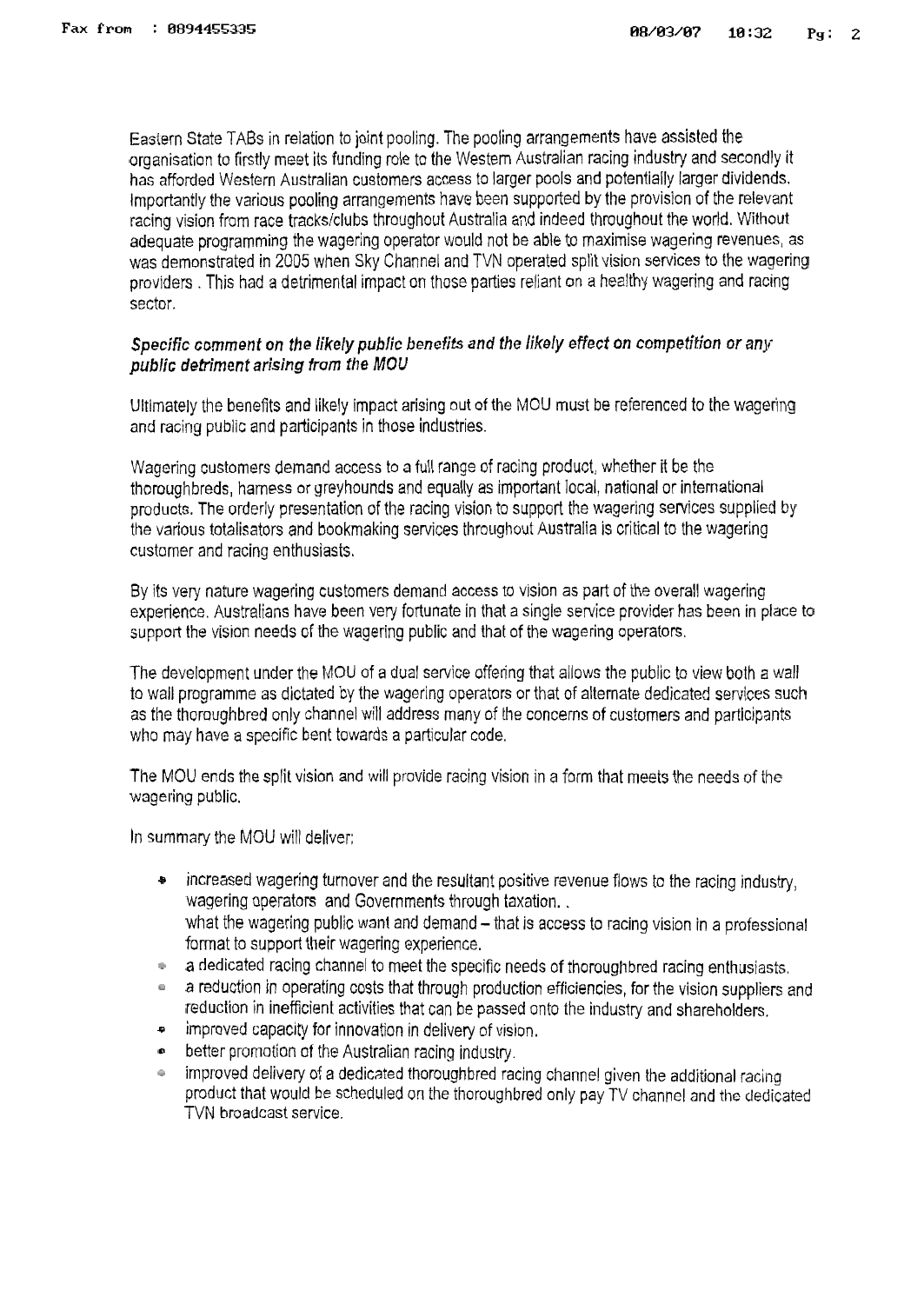Eastern State TABs in relation to joint pooling. The pooling arrangements have assisted the organisation to firstly meet its funding role to the Western Australian racing industry and secondly it has afforded Western Australian customers access to larger pools and potentially larger dividends. Importantly the various pooling arrangements have been supported by the provision of the relevant racing vision from race tracks/clubs throughout Australia and indeed throughout the world. Without adequate programming the wagering operator would not be able to maximise wagering revenues, as was demonstrated in 2005 when Sky Channel and TVN operated split vision services to the wagering providers . This had a detrimental impact on those parties reliant on a healthy wagering and racing sector.

***Specific comment on the likely public benefits and the likely effect on competition or any public detriment arising from the MOU***

Ultimately the benefits and likely impact arising out of the MOU must be referenced to the wagering and racing public and participants in those industries.

Wagering customers demand access to a full range of racing product, whether it be the thoroughbreds, harness or greyhounds and equally as important local, national or international products. The orderly presentation of the racing vision to support the wagering services supplied by the various totalisators and bookmaking services throughout Australia is critical to the wagering customer and racing enthusiasts.

By its very nature wagering customers demand access to vision as part of the overall wagering experience. Australians have been very fortunate in that a single service provider has been in place to support the vision needs of the wagering public and that of the wagering operators.

The development under the MOU of a dual service offering that allows the public to view both a wall to wall programme as dictated by the wagering operators or that of alternate dedicated services such as the thoroughbred only channel will address many of the concerns of customers and participants who may have a specific bent towards a particular code.

The MOU ends the split vision and will provide racing vision in a form that meets the needs of the wagering public.

In summary the MOU will deliver:

- increased wagering turnover and the resultant positive revenue flows to the racing industry, wagering operators and Governments through taxation. .
  what the wagering public want and demand – that is access to racing vision in a professional format to support their wagering experience.
- a dedicated racing channel to meet the specific needs of thoroughbred racing enthusiasts.
- a reduction in operating costs that through production efficiencies, for the vision suppliers and reduction in inefficient activities that can be passed onto the industry and shareholders.
- improved capacity for innovation in delivery of vision.
- better promotion of the Australian racing industry.
- improved delivery of a dedicated thoroughbred racing channel given the additional racing product that would be scheduled on the thoroughbred only pay TV channel and the dedicated TVN broadcast service.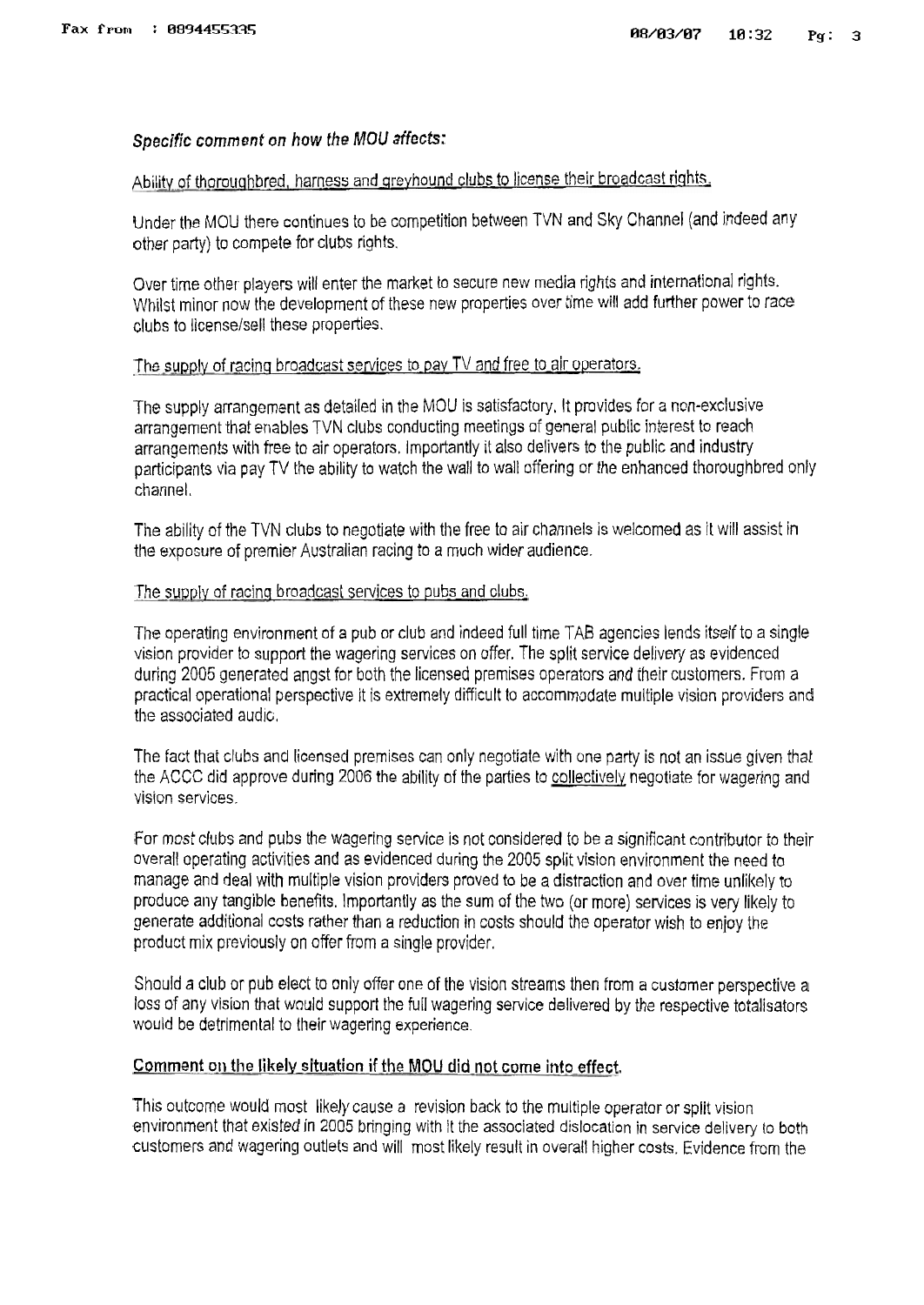### *Specific comment on how the MOU affects:*

Ability of thoroughbred, harness and greyhound clubs to license their broadcast rights.

Under the MOU there continues to be competition between TVN and Sky Channel (and indeed any other party) to compete for clubs rights.

Over time other players will enter the market to secure new media rights and international rights. Whilst minor now the development of these new properties over time will add further power to race clubs to license/sell these properties.

The supply of racing broadcast services to pay TV and free to air operators.

The supply arrangement as detailed in the MOU is satisfactory. It provides for a non-exclusive arrangement that enables TVN clubs conducting meetings of general public interest to reach arrangements with free to air operators. Importantly it also delivers to the public and industry participants via pay TV the ability to watch the wall to wall offering or the enhanced thoroughbred only channel.

The ability of the TVN clubs to negotiate with the free to air channels is welcomed as it will assist in the exposure of premier Australian racing to a much wider audience.

The supply of racing broadcast services to pubs and clubs.

The operating environment of a pub or club and indeed full time TAB agencies lends itself to a single vision provider to support the wagering services on offer. The split service delivery as evidenced during 2005 generated angst for both the licensed premises operators and their customers. From a practical operational perspective it is extremely difficult to accommodate multiple vision providers and the associated audio.

The fact that clubs and licensed premises can only negotiate with one party is not an issue given that the ACCC did approve during 2006 the ability of the parties to collectively negotiate for wagering and vision services.

For most clubs and pubs the wagering service is not considered to be a significant contributor to their overall operating activities and as evidenced during the 2005 split vision environment the need to manage and deal with multiple vision providers proved to be a distraction and over time unlikely to produce any tangible benefits. Importantly as the sum of the two (or more) services is very likely to generate additional costs rather than a reduction in costs should the operator wish to enjoy the product mix previously on offer from a single provider.

Should a club or pub elect to only offer one of the vision streams then from a customer perspective a loss of any vision that would support the full wagering service delivered by the respective totalisators would be detrimental to their wagering experience.

**Comment on the likely situation if the MOU did not come into effect.**

This outcome would most likely cause a revision back to the multiple operator or split vision environment that existed in 2005 bringing with it the associated dislocation in service delivery to both customers and wagering outlets and will most likely result in overall higher costs. Evidence from the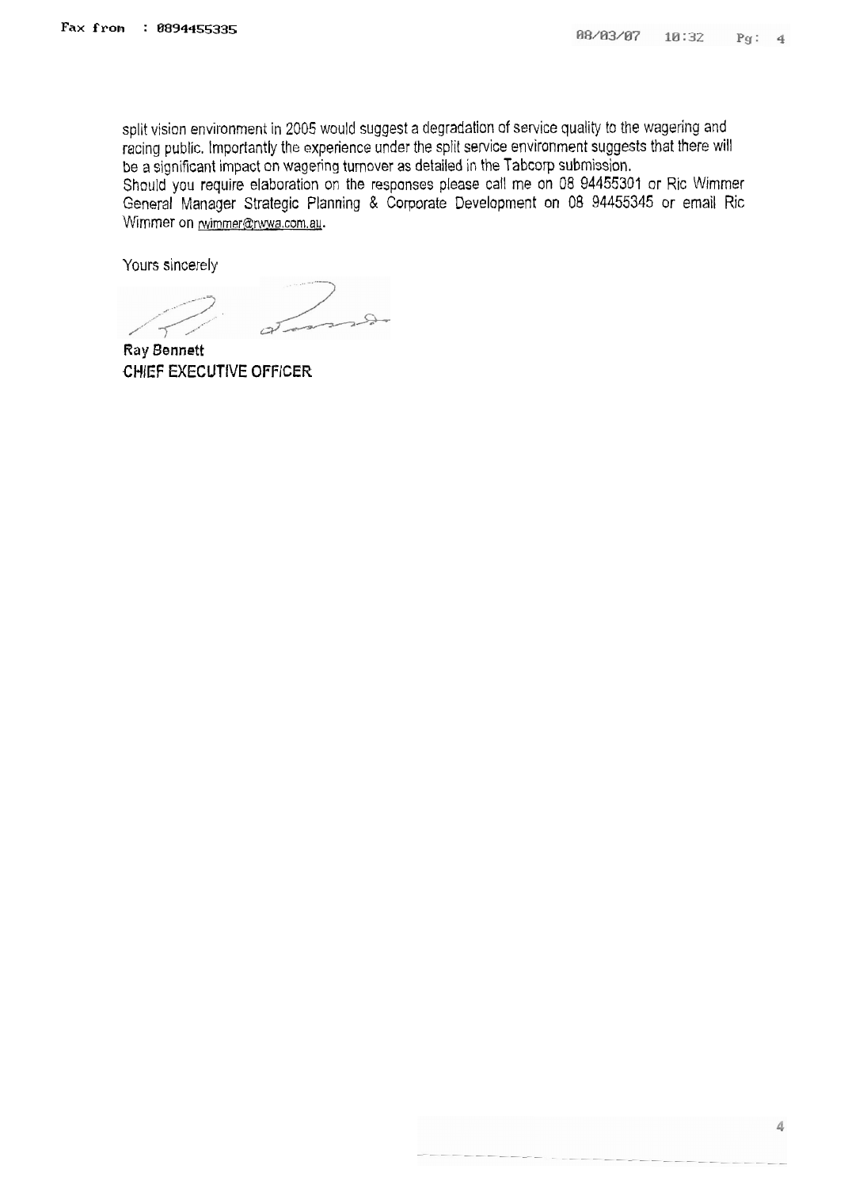split vision environment in 2005 would suggest a degradation of service quality to the wagering and racing public. Importantly the experience under the split service environment suggests that there will be a significant impact on wagering turnover as detailed in the Tabcorp submission.

Should you require elaboration on the responses please call me on 08 94455301 or Ric Wimmer General Manager Strategic Planning & Corporate Development on 08 94455345 or email Ric Wimmer on rwimmer@rwwa.com.au.

Yours sincerely

**Ray Bennett**
**CHIEF EXECUTIVE OFFICER**